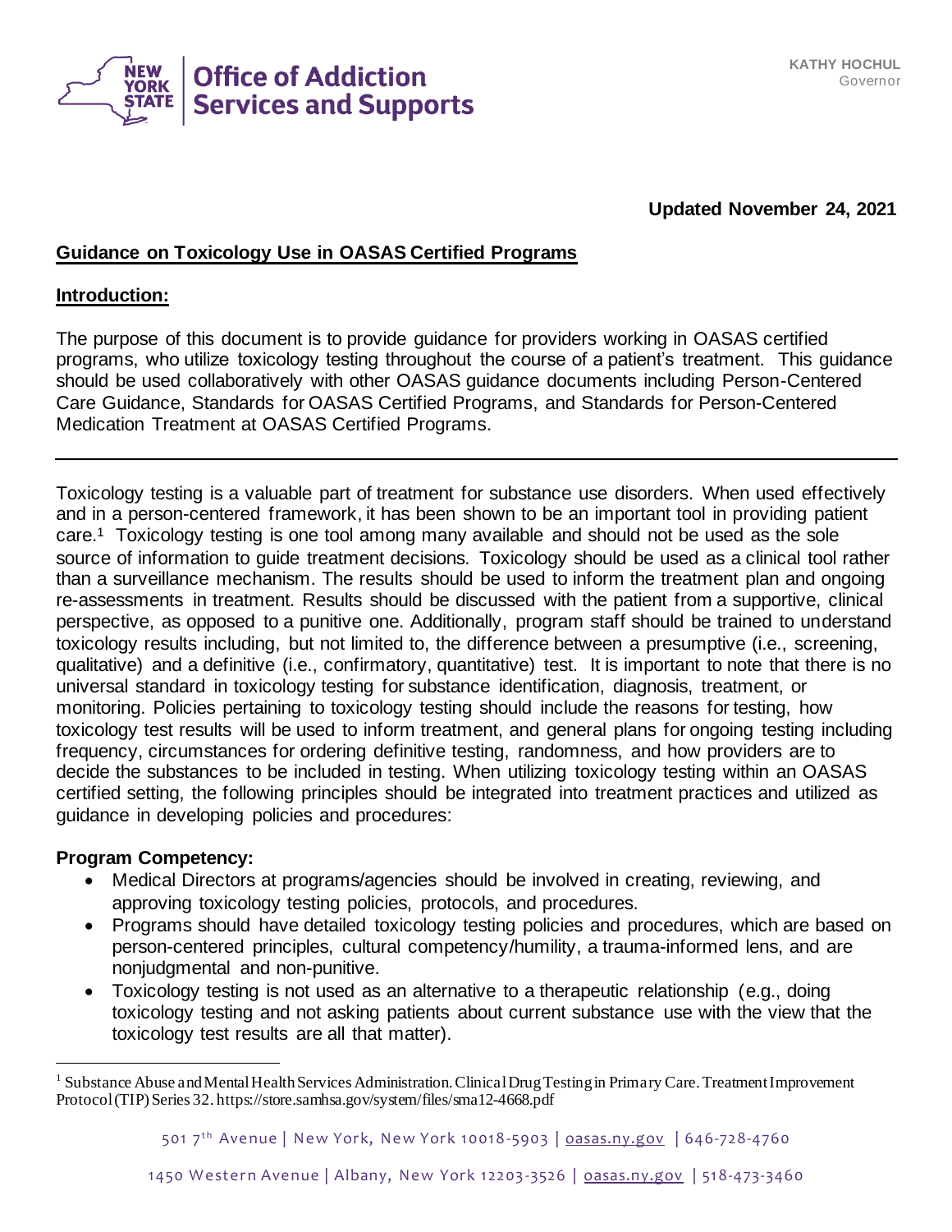**Updated November 24, 2021**

## Guidance on Toxicology Use in OASAS Certified Programs

### Introduction:

The purpose of this document is to provide guidance for providers working in OASAS certified programs, who utilize toxicology testing throughout the course of a patient's treatment. This guidance should be used collaboratively with other OASAS guidance documents including Person-Centered Care Guidance, Standards for OASAS Certified Programs, and Standards for Person-Centered Medication Treatment at OASAS Certified Programs.

---

Toxicology testing is a valuable part of treatment for substance use disorders. When used effectively and in a person-centered framework, it has been shown to be an important tool in providing patient care.[1] Toxicology testing is one tool among many available and should not be used as the sole source of information to guide treatment decisions. Toxicology should be used as a clinical tool rather than a surveillance mechanism. The results should be used to inform the treatment plan and ongoing re-assessments in treatment. Results should be discussed with the patient from a supportive, clinical perspective, as opposed to a punitive one. Additionally, program staff should be trained to understand toxicology results including, but not limited to, the difference between a presumptive (i.e., screening, qualitative) and a definitive (i.e., confirmatory, quantitative) test. It is important to note that there is no universal standard in toxicology testing for substance identification, diagnosis, treatment, or monitoring. Policies pertaining to toxicology testing should include the reasons for testing, how toxicology test results will be used to inform treatment, and general plans for ongoing testing including frequency, circumstances for ordering definitive testing, randomness, and how providers are to decide the substances to be included in testing. When utilizing toxicology testing within an OASAS certified setting, the following principles should be integrated into treatment practices and utilized as guidance in developing policies and procedures:

**Program Competency:**

- Medical Directors at programs/agencies should be involved in creating, reviewing, and approving toxicology testing policies, protocols, and procedures.
- Programs should have detailed toxicology testing policies and procedures, which are based on person-centered principles, cultural competency/humility, a trauma-informed lens, and are nonjudgmental and non-punitive.
- Toxicology testing is not used as an alternative to a therapeutic relationship (e.g., doing toxicology testing and not asking patients about current substance use with the view that the toxicology test results are all that matter).

[1] Substance Abuse and Mental Health Services Administration. Clinical Drug Testing in Primary Care. Treatment Improvement Protocol (TIP) Series 32. https://store.samhsa.gov/system/files/sma12-4668.pdf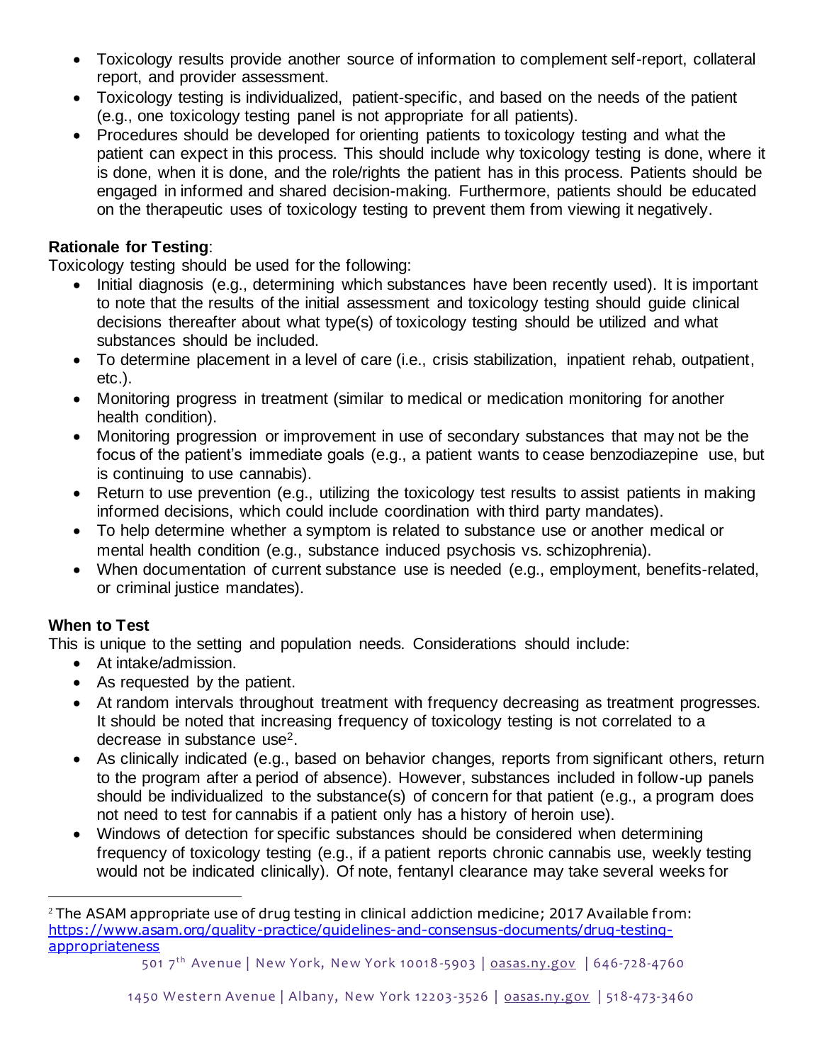- Toxicology results provide another source of information to complement self-report, collateral report, and provider assessment.
- Toxicology testing is individualized, patient-specific, and based on the needs of the patient (e.g., one toxicology testing panel is not appropriate for all patients).
- Procedures should be developed for orienting patients to toxicology testing and what the patient can expect in this process. This should include why toxicology testing is done, where it is done, when it is done, and the role/rights the patient has in this process. Patients should be engaged in informed and shared decision-making. Furthermore, patients should be educated on the therapeutic uses of toxicology testing to prevent them from viewing it negatively.

**Rationale for Testing**:

Toxicology testing should be used for the following:

- Initial diagnosis (e.g., determining which substances have been recently used). It is important to note that the results of the initial assessment and toxicology testing should guide clinical decisions thereafter about what type(s) of toxicology testing should be utilized and what substances should be included.
- To determine placement in a level of care (i.e., crisis stabilization, inpatient rehab, outpatient, etc.).
- Monitoring progress in treatment (similar to medical or medication monitoring for another health condition).
- Monitoring progression or improvement in use of secondary substances that may not be the focus of the patient's immediate goals (e.g., a patient wants to cease benzodiazepine use, but is continuing to use cannabis).
- Return to use prevention (e.g., utilizing the toxicology test results to assist patients in making informed decisions, which could include coordination with third party mandates).
- To help determine whether a symptom is related to substance use or another medical or mental health condition (e.g., substance induced psychosis vs. schizophrenia).
- When documentation of current substance use is needed (e.g., employment, benefits-related, or criminal justice mandates).

**When to Test**

This is unique to the setting and population needs. Considerations should include:

- At intake/admission.
- As requested by the patient.
- At random intervals throughout treatment with frequency decreasing as treatment progresses. It should be noted that increasing frequency of toxicology testing is not correlated to a decrease in substance use[2].
- As clinically indicated (e.g., based on behavior changes, reports from significant others, return to the program after a period of absence). However, substances included in follow-up panels should be individualized to the substance(s) of concern for that patient (e.g., a program does not need to test for cannabis if a patient only has a history of heroin use).
- Windows of detection for specific substances should be considered when determining frequency of toxicology testing (e.g., if a patient reports chronic cannabis use, weekly testing would not be indicated clinically). Of note, fentanyl clearance may take several weeks for

[2] The ASAM appropriate use of drug testing in clinical addiction medicine; 2017 Available from: https://www.asam.org/quality-practice/guidelines-and-consensus-documents/drug-testing-appropriateness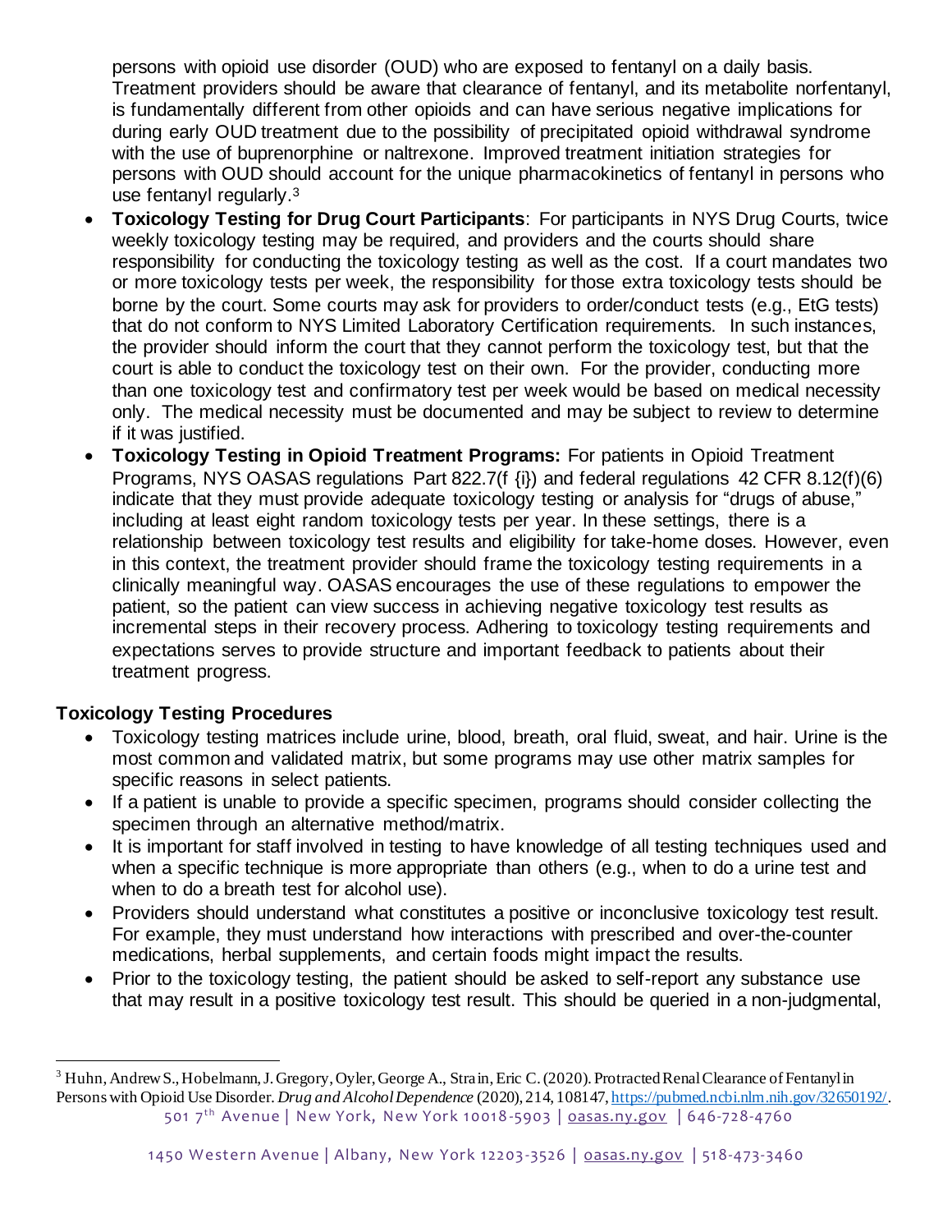persons with opioid use disorder (OUD) who are exposed to fentanyl on a daily basis. Treatment providers should be aware that clearance of fentanyl, and its metabolite norfentanyl, is fundamentally different from other opioids and can have serious negative implications for during early OUD treatment due to the possibility of precipitated opioid withdrawal syndrome with the use of buprenorphine or naltrexone. Improved treatment initiation strategies for persons with OUD should account for the unique pharmacokinetics of fentanyl in persons who use fentanyl regularly.[3]

- **Toxicology Testing for Drug Court Participants**: For participants in NYS Drug Courts, twice weekly toxicology testing may be required, and providers and the courts should share responsibility for conducting the toxicology testing as well as the cost. If a court mandates two or more toxicology tests per week, the responsibility for those extra toxicology tests should be borne by the court. Some courts may ask for providers to order/conduct tests (e.g., EtG tests) that do not conform to NYS Limited Laboratory Certification requirements. In such instances, the provider should inform the court that they cannot perform the toxicology test, but that the court is able to conduct the toxicology test on their own. For the provider, conducting more than one toxicology test and confirmatory test per week would be based on medical necessity only. The medical necessity must be documented and may be subject to review to determine if it was justified.
- **Toxicology Testing in Opioid Treatment Programs:** For patients in Opioid Treatment Programs, NYS OASAS regulations Part 822.7(f {i}) and federal regulations 42 CFR 8.12(f)(6) indicate that they must provide adequate toxicology testing or analysis for "drugs of abuse," including at least eight random toxicology tests per year. In these settings, there is a relationship between toxicology test results and eligibility for take-home doses. However, even in this context, the treatment provider should frame the toxicology testing requirements in a clinically meaningful way. OASAS encourages the use of these regulations to empower the patient, so the patient can view success in achieving negative toxicology test results as incremental steps in their recovery process. Adhering to toxicology testing requirements and expectations serves to provide structure and important feedback to patients about their treatment progress.

## Toxicology Testing Procedures

- Toxicology testing matrices include urine, blood, breath, oral fluid, sweat, and hair. Urine is the most common and validated matrix, but some programs may use other matrix samples for specific reasons in select patients.
- If a patient is unable to provide a specific specimen, programs should consider collecting the specimen through an alternative method/matrix.
- It is important for staff involved in testing to have knowledge of all testing techniques used and when a specific technique is more appropriate than others (e.g., when to do a urine test and when to do a breath test for alcohol use).
- Providers should understand what constitutes a positive or inconclusive toxicology test result. For example, they must understand how interactions with prescribed and over-the-counter medications, herbal supplements, and certain foods might impact the results.
- Prior to the toxicology testing, the patient should be asked to self-report any substance use that may result in a positive toxicology test result. This should be queried in a non-judgmental,

[3] Huhn, Andrew S., Hobelmann, J. Gregory, Oyler, George A., Strain, Eric C. (2020). Protracted Renal Clearance of Fentanyl in Persons with Opioid Use Disorder. *Drug and Alcohol Dependence* (2020), 214, 108147, https://pubmed.ncbi.nlm.nih.gov/32650192/.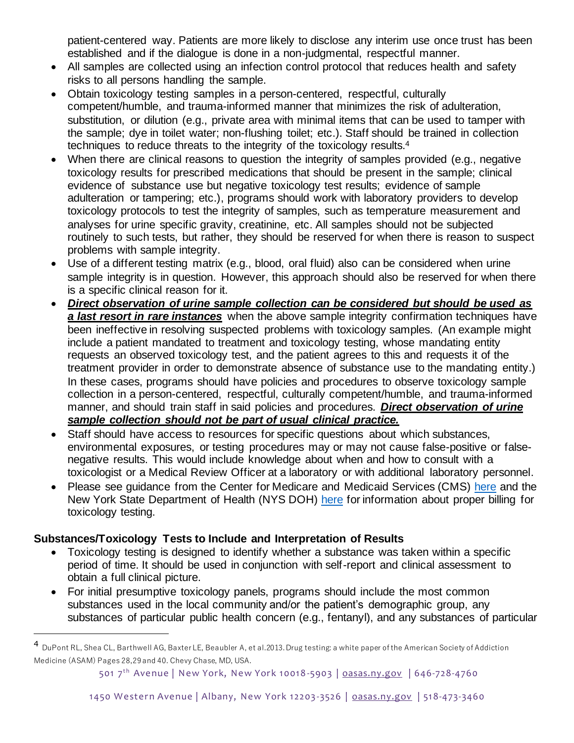patient-centered way. Patients are more likely to disclose any interim use once trust has been established and if the dialogue is done in a non-judgmental, respectful manner.

- All samples are collected using an infection control protocol that reduces health and safety risks to all persons handling the sample.
- Obtain toxicology testing samples in a person-centered, respectful, culturally competent/humble, and trauma-informed manner that minimizes the risk of adulteration, substitution, or dilution (e.g., private area with minimal items that can be used to tamper with the sample; dye in toilet water; non-flushing toilet; etc.). Staff should be trained in collection techniques to reduce threats to the integrity of the toxicology results.[4]
- When there are clinical reasons to question the integrity of samples provided (e.g., negative toxicology results for prescribed medications that should be present in the sample; clinical evidence of substance use but negative toxicology test results; evidence of sample adulteration or tampering; etc.), programs should work with laboratory providers to develop toxicology protocols to test the integrity of samples, such as temperature measurement and analyses for urine specific gravity, creatinine, etc. All samples should not be subjected routinely to such tests, but rather, they should be reserved for when there is reason to suspect problems with sample integrity.
- Use of a different testing matrix (e.g., blood, oral fluid) also can be considered when urine sample integrity is in question. However, this approach should also be reserved for when there is a specific clinical reason for it.
- ***Direct observation of urine sample collection can be considered but should be used as a last resort in rare instances*** when the above sample integrity confirmation techniques have been ineffective in resolving suspected problems with toxicology samples. (An example might include a patient mandated to treatment and toxicology testing, whose mandating entity requests an observed toxicology test, and the patient agrees to this and requests it of the treatment provider in order to demonstrate absence of substance use to the mandating entity.) In these cases, programs should have policies and procedures to observe toxicology sample collection in a person-centered, respectful, culturally competent/humble, and trauma-informed manner, and should train staff in said policies and procedures. ***Direct observation of urine sample collection should not be part of usual clinical practice.***
- Staff should have access to resources for specific questions about which substances, environmental exposures, or testing procedures may or may not cause false-positive or false-negative results. This would include knowledge about when and how to consult with a toxicologist or a Medical Review Officer at a laboratory or with additional laboratory personnel.
- Please see guidance from the Center for Medicare and Medicaid Services (CMS) here and the New York State Department of Health (NYS DOH) here for information about proper billing for toxicology testing.

## Substances/Toxicology Tests to Include and Interpretation of Results

- Toxicology testing is designed to identify whether a substance was taken within a specific period of time. It should be used in conjunction with self-report and clinical assessment to obtain a full clinical picture.
- For initial presumptive toxicology panels, programs should include the most common substances used in the local community and/or the patient's demographic group, any substances of particular public health concern (e.g., fentanyl), and any substances of particular

---

[4] DuPont RL, Shea CL, Barthwell AG, Baxter LE, Beaubler A, et al. 2013. Drug testing: a white paper of the American Society of Addiction Medicine (ASAM) Pages 28, 29 and 40. Chevy Chase, MD, USA.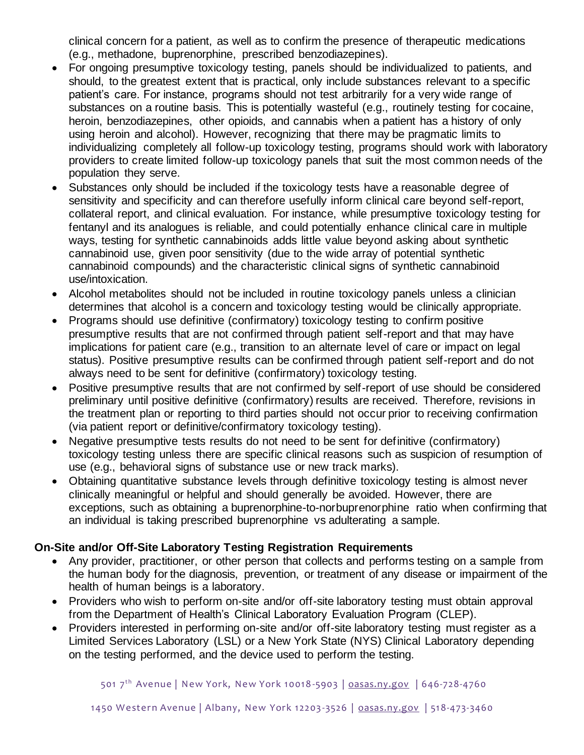clinical concern for a patient, as well as to confirm the presence of therapeutic medications (e.g., methadone, buprenorphine, prescribed benzodiazepines).

- For ongoing presumptive toxicology testing, panels should be individualized to patients, and should, to the greatest extent that is practical, only include substances relevant to a specific patient's care. For instance, programs should not test arbitrarily for a very wide range of substances on a routine basis. This is potentially wasteful (e.g., routinely testing for cocaine, heroin, benzodiazepines, other opioids, and cannabis when a patient has a history of only using heroin and alcohol). However, recognizing that there may be pragmatic limits to individualizing completely all follow-up toxicology testing, programs should work with laboratory providers to create limited follow-up toxicology panels that suit the most common needs of the population they serve.
- Substances only should be included if the toxicology tests have a reasonable degree of sensitivity and specificity and can therefore usefully inform clinical care beyond self-report, collateral report, and clinical evaluation. For instance, while presumptive toxicology testing for fentanyl and its analogues is reliable, and could potentially enhance clinical care in multiple ways, testing for synthetic cannabinoids adds little value beyond asking about synthetic cannabinoid use, given poor sensitivity (due to the wide array of potential synthetic cannabinoid compounds) and the characteristic clinical signs of synthetic cannabinoid use/intoxication.
- Alcohol metabolites should not be included in routine toxicology panels unless a clinician determines that alcohol is a concern and toxicology testing would be clinically appropriate.
- Programs should use definitive (confirmatory) toxicology testing to confirm positive presumptive results that are not confirmed through patient self-report and that may have implications for patient care (e.g., transition to an alternate level of care or impact on legal status). Positive presumptive results can be confirmed through patient self-report and do not always need to be sent for definitive (confirmatory) toxicology testing.
- Positive presumptive results that are not confirmed by self-report of use should be considered preliminary until positive definitive (confirmatory) results are received. Therefore, revisions in the treatment plan or reporting to third parties should not occur prior to receiving confirmation (via patient report or definitive/confirmatory toxicology testing).
- Negative presumptive tests results do not need to be sent for definitive (confirmatory) toxicology testing unless there are specific clinical reasons such as suspicion of resumption of use (e.g., behavioral signs of substance use or new track marks).
- Obtaining quantitative substance levels through definitive toxicology testing is almost never clinically meaningful or helpful and should generally be avoided. However, there are exceptions, such as obtaining a buprenorphine-to-norbuprenorphine ratio when confirming that an individual is taking prescribed buprenorphine vs adulterating a sample.

### On-Site and/or Off-Site Laboratory Testing Registration Requirements

- Any provider, practitioner, or other person that collects and performs testing on a sample from the human body for the diagnosis, prevention, or treatment of any disease or impairment of the health of human beings is a laboratory.
- Providers who wish to perform on-site and/or off-site laboratory testing must obtain approval from the Department of Health's Clinical Laboratory Evaluation Program (CLEP).
- Providers interested in performing on-site and/or off-site laboratory testing must register as a Limited Services Laboratory (LSL) or a New York State (NYS) Clinical Laboratory depending on the testing performed, and the device used to perform the testing.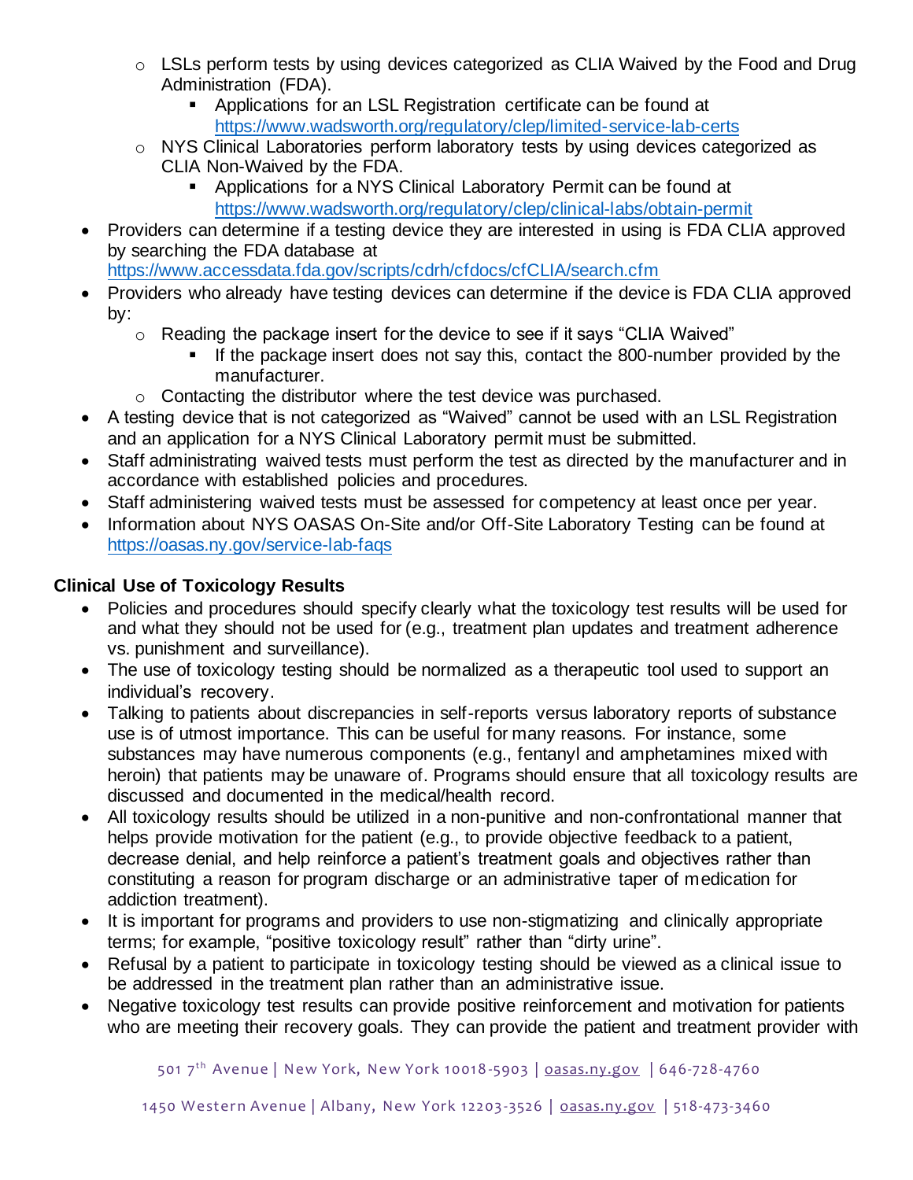- LSLs perform tests by using devices categorized as CLIA Waived by the Food and Drug Administration (FDA).
    - Applications for an LSL Registration certificate can be found at https://www.wadsworth.org/regulatory/clep/limited-service-lab-certs
  - NYS Clinical Laboratories perform laboratory tests by using devices categorized as CLIA Non-Waived by the FDA.
    - Applications for a NYS Clinical Laboratory Permit can be found at https://www.wadsworth.org/regulatory/clep/clinical-labs/obtain-permit
- Providers can determine if a testing device they are interested in using is FDA CLIA approved by searching the FDA database at https://www.accessdata.fda.gov/scripts/cdrh/cfdocs/cfCLIA/search.cfm
- Providers who already have testing devices can determine if the device is FDA CLIA approved by:
  - Reading the package insert for the device to see if it says "CLIA Waived"
    - If the package insert does not say this, contact the 800-number provided by the manufacturer.
  - Contacting the distributor where the test device was purchased.
- A testing device that is not categorized as "Waived" cannot be used with an LSL Registration and an application for a NYS Clinical Laboratory permit must be submitted.
- Staff administrating waived tests must perform the test as directed by the manufacturer and in accordance with established policies and procedures.
- Staff administering waived tests must be assessed for competency at least once per year.
- Information about NYS OASAS On-Site and/or Off-Site Laboratory Testing can be found at https://oasas.ny.gov/service-lab-faqs

**Clinical Use of Toxicology Results**

- Policies and procedures should specify clearly what the toxicology test results will be used for and what they should not be used for (e.g., treatment plan updates and treatment adherence vs. punishment and surveillance).
- The use of toxicology testing should be normalized as a therapeutic tool used to support an individual's recovery.
- Talking to patients about discrepancies in self-reports versus laboratory reports of substance use is of utmost importance. This can be useful for many reasons. For instance, some substances may have numerous components (e.g., fentanyl and amphetamines mixed with heroin) that patients may be unaware of. Programs should ensure that all toxicology results are discussed and documented in the medical/health record.
- All toxicology results should be utilized in a non-punitive and non-confrontational manner that helps provide motivation for the patient (e.g., to provide objective feedback to a patient, decrease denial, and help reinforce a patient's treatment goals and objectives rather than constituting a reason for program discharge or an administrative taper of medication for addiction treatment).
- It is important for programs and providers to use non-stigmatizing and clinically appropriate terms; for example, "positive toxicology result" rather than "dirty urine".
- Refusal by a patient to participate in toxicology testing should be viewed as a clinical issue to be addressed in the treatment plan rather than an administrative issue.
- Negative toxicology test results can provide positive reinforcement and motivation for patients who are meeting their recovery goals. They can provide the patient and treatment provider with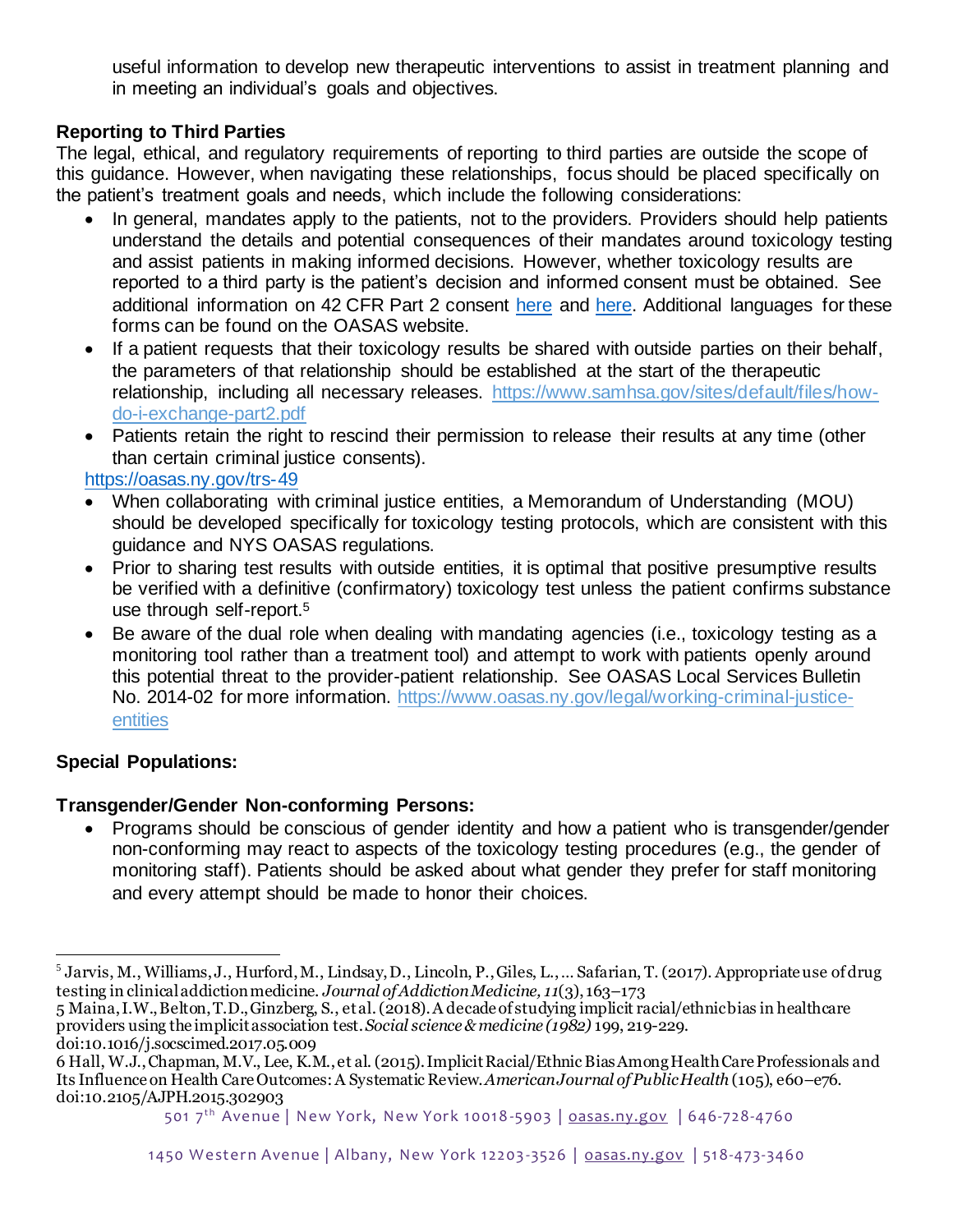useful information to develop new therapeutic interventions to assist in treatment planning and in meeting an individual's goals and objectives.

**Reporting to Third Parties**

The legal, ethical, and regulatory requirements of reporting to third parties are outside the scope of this guidance. However, when navigating these relationships, focus should be placed specifically on the patient's treatment goals and needs, which include the following considerations:

- In general, mandates apply to the patients, not to the providers. Providers should help patients understand the details and potential consequences of their mandates around toxicology testing and assist patients in making informed decisions. However, whether toxicology results are reported to a third party is the patient's decision and informed consent must be obtained. See additional information on 42 CFR Part 2 consent here and here. Additional languages for these forms can be found on the OASAS website.
- If a patient requests that their toxicology results be shared with outside parties on their behalf, the parameters of that relationship should be established at the start of the therapeutic relationship, including all necessary releases. https://www.samhsa.gov/sites/default/files/how-do-i-exchange-part2.pdf
- Patients retain the right to rescind their permission to release their results at any time (other than certain criminal justice consents).

https://oasas.ny.gov/trs-49

- When collaborating with criminal justice entities, a Memorandum of Understanding (MOU) should be developed specifically for toxicology testing protocols, which are consistent with this guidance and NYS OASAS regulations.
- Prior to sharing test results with outside entities, it is optimal that positive presumptive results be verified with a definitive (confirmatory) toxicology test unless the patient confirms substance use through self-report.[5]
- Be aware of the dual role when dealing with mandating agencies (i.e., toxicology testing as a monitoring tool rather than a treatment tool) and attempt to work with patients openly around this potential threat to the provider-patient relationship. See OASAS Local Services Bulletin No. 2014-02 for more information. https://www.oasas.ny.gov/legal/working-criminal-justice-entities

**Special Populations:**

**Transgender/Gender Non-conforming Persons:**

- Programs should be conscious of gender identity and how a patient who is transgender/gender non-conforming may react to aspects of the toxicology testing procedures (e.g., the gender of monitoring staff). Patients should be asked about what gender they prefer for staff monitoring and every attempt should be made to honor their choices.

---

[5] Jarvis, M., Williams, J., Hurford, M., Lindsay, D., Lincoln, P., Giles, L., ... Safarian, T. (2017). Appropriate use of drug testing in clinical addiction medicine. *Journal of Addiction Medicine, 11*(3), 163–173

5 Maina, I.W., Belton, T.D., Ginzberg, S., et al. (2018). A decade of studying implicit racial/ethnic bias in healthcare providers using the implicit association test. *Social science & medicine (1982)* 199, 219-229. doi:10.1016/j.socscimed.2017.05.009

6 Hall, W.J., Chapman, M.V., Lee, K.M., et al. (2015). Implicit Racial/Ethnic Bias Among Health Care Professionals and Its Influence on Health Care Outcomes: A Systematic Review. *American Journal of Public Health* (105), e60–e76. doi:10.2105/AJPH.2015.302903

501 7th Avenue | New York, New York 10018-5903 | oasas.ny.gov | 646-728-4760

1450 Western Avenue | Albany, New York 12203-3526 | oasas.ny.gov | 518-473-3460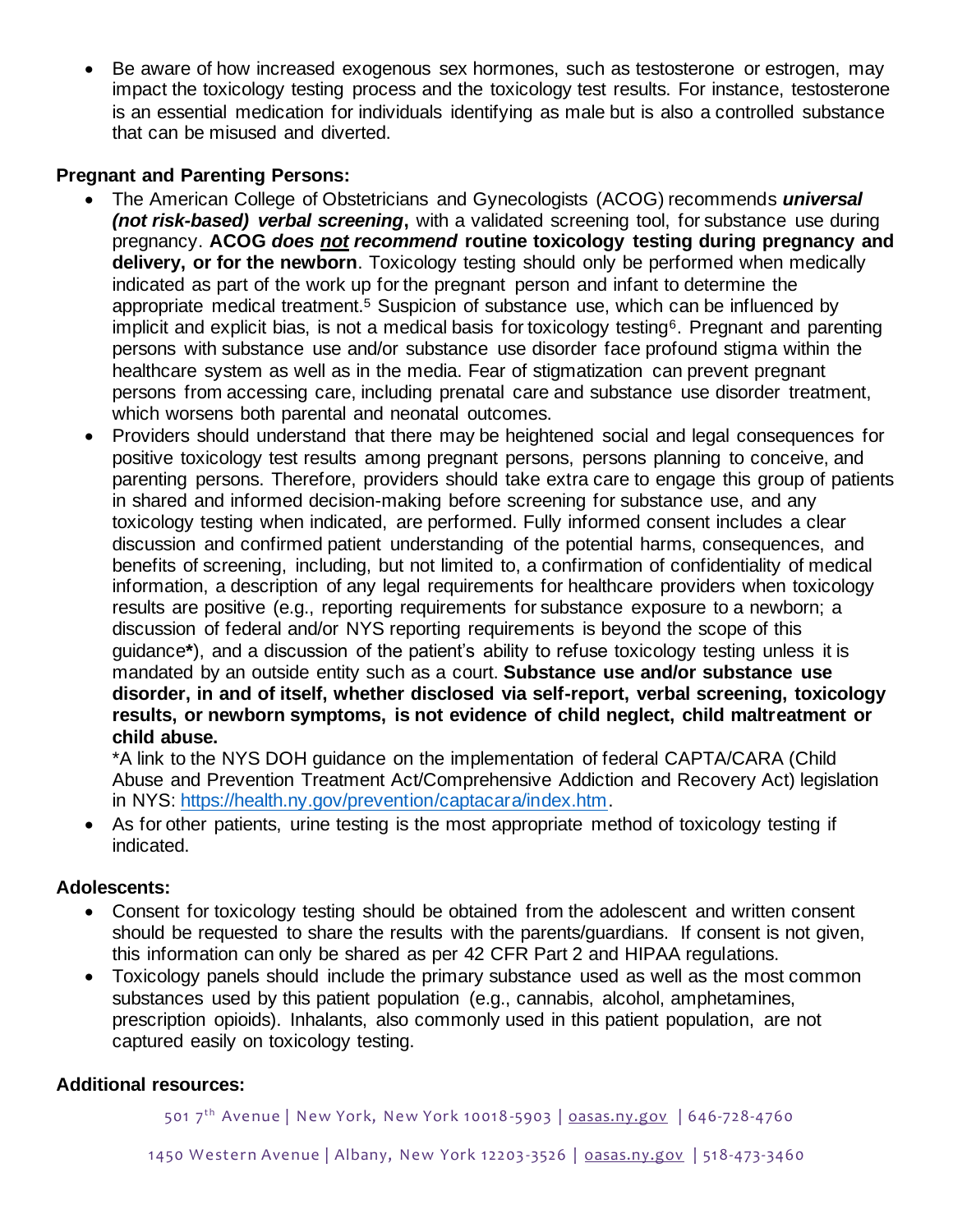- Be aware of how increased exogenous sex hormones, such as testosterone or estrogen, may impact the toxicology testing process and the toxicology test results. For instance, testosterone is an essential medication for individuals identifying as male but is also a controlled substance that can be misused and diverted.

**Pregnant and Parenting Persons:**

- The American College of Obstetricians and Gynecologists (ACOG) recommends ***universal (not risk-based) verbal screening***, with a validated screening tool, for substance use during pregnancy. **ACOG *does <u>not</u> recommend* routine toxicology testing during pregnancy and delivery, or for the newborn**. Toxicology testing should only be performed when medically indicated as part of the work up for the pregnant person and infant to determine the appropriate medical treatment.[5] Suspicion of substance use, which can be influenced by implicit and explicit bias, is not a medical basis for toxicology testing[6]. Pregnant and parenting persons with substance use and/or substance use disorder face profound stigma within the healthcare system as well as in the media. Fear of stigmatization can prevent pregnant persons from accessing care, including prenatal care and substance use disorder treatment, which worsens both parental and neonatal outcomes.
- Providers should understand that there may be heightened social and legal consequences for positive toxicology test results among pregnant persons, persons planning to conceive, and parenting persons. Therefore, providers should take extra care to engage this group of patients in shared and informed decision-making before screening for substance use, and any toxicology testing when indicated, are performed. Fully informed consent includes a clear discussion and confirmed patient understanding of the potential harms, consequences, and benefits of screening, including, but not limited to, a confirmation of confidentiality of medical information, a description of any legal requirements for healthcare providers when toxicology results are positive (e.g., reporting requirements for substance exposure to a newborn; a discussion of federal and/or NYS reporting requirements is beyond the scope of this guidance**\***), and a discussion of the patient's ability to refuse toxicology testing unless it is mandated by an outside entity such as a court. **Substance use and/or substance use disorder, in and of itself, whether disclosed via self-report, verbal screening, toxicology results, or newborn symptoms, is not evidence of child neglect, child maltreatment or child abuse.**

  \*A link to the NYS DOH guidance on the implementation of federal CAPTA/CARA (Child Abuse and Prevention Treatment Act/Comprehensive Addiction and Recovery Act) legislation in NYS: https://health.ny.gov/prevention/captacara/index.htm.
- As for other patients, urine testing is the most appropriate method of toxicology testing if indicated.

**Adolescents:**

- Consent for toxicology testing should be obtained from the adolescent and written consent should be requested to share the results with the parents/guardians. If consent is not given, this information can only be shared as per 42 CFR Part 2 and HIPAA regulations.
- Toxicology panels should include the primary substance used as well as the most common substances used by this patient population (e.g., cannabis, alcohol, amphetamines, prescription opioids). Inhalants, also commonly used in this patient population, are not captured easily on toxicology testing.

**Additional resources:**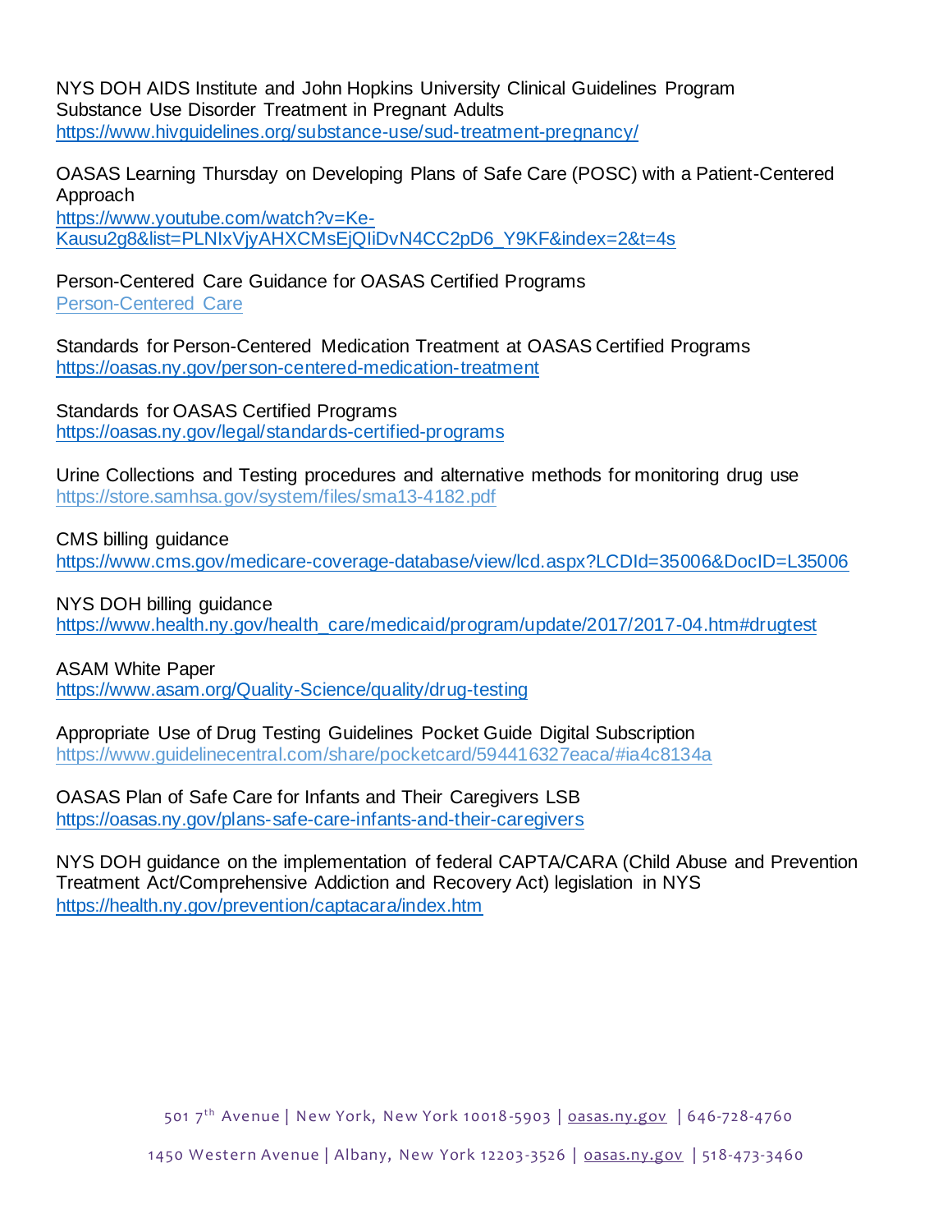NYS DOH AIDS Institute and John Hopkins University Clinical Guidelines Program
Substance Use Disorder Treatment in Pregnant Adults
https://www.hivguidelines.org/substance-use/sud-treatment-pregnancy/

OASAS Learning Thursday on Developing Plans of Safe Care (POSC) with a Patient-Centered Approach
https://www.youtube.com/watch?v=Ke-Kausu2g8&list=PLNIxVjyAHXCMsEjQIiDvN4CC2pD6_Y9KF&index=2&t=4s

Person-Centered Care Guidance for OASAS Certified Programs
Person-Centered Care

Standards for Person-Centered Medication Treatment at OASAS Certified Programs
https://oasas.ny.gov/person-centered-medication-treatment

Standards for OASAS Certified Programs
https://oasas.ny.gov/legal/standards-certified-programs

Urine Collections and Testing procedures and alternative methods for monitoring drug use
https://store.samhsa.gov/system/files/sma13-4182.pdf

CMS billing guidance
https://www.cms.gov/medicare-coverage-database/view/lcd.aspx?LCDId=35006&DocID=L35006

NYS DOH billing guidance
https://www.health.ny.gov/health_care/medicaid/program/update/2017/2017-04.htm#drugtest

ASAM White Paper
https://www.asam.org/Quality-Science/quality/drug-testing

Appropriate Use of Drug Testing Guidelines Pocket Guide Digital Subscription
https://www.guidelinecentral.com/share/pocketcard/594416327eaca/#ia4c8134a

OASAS Plan of Safe Care for Infants and Their Caregivers LSB
https://oasas.ny.gov/plans-safe-care-infants-and-their-caregivers

NYS DOH guidance on the implementation of federal CAPTA/CARA (Child Abuse and Prevention Treatment Act/Comprehensive Addiction and Recovery Act) legislation in NYS
https://health.ny.gov/prevention/captacara/index.htm